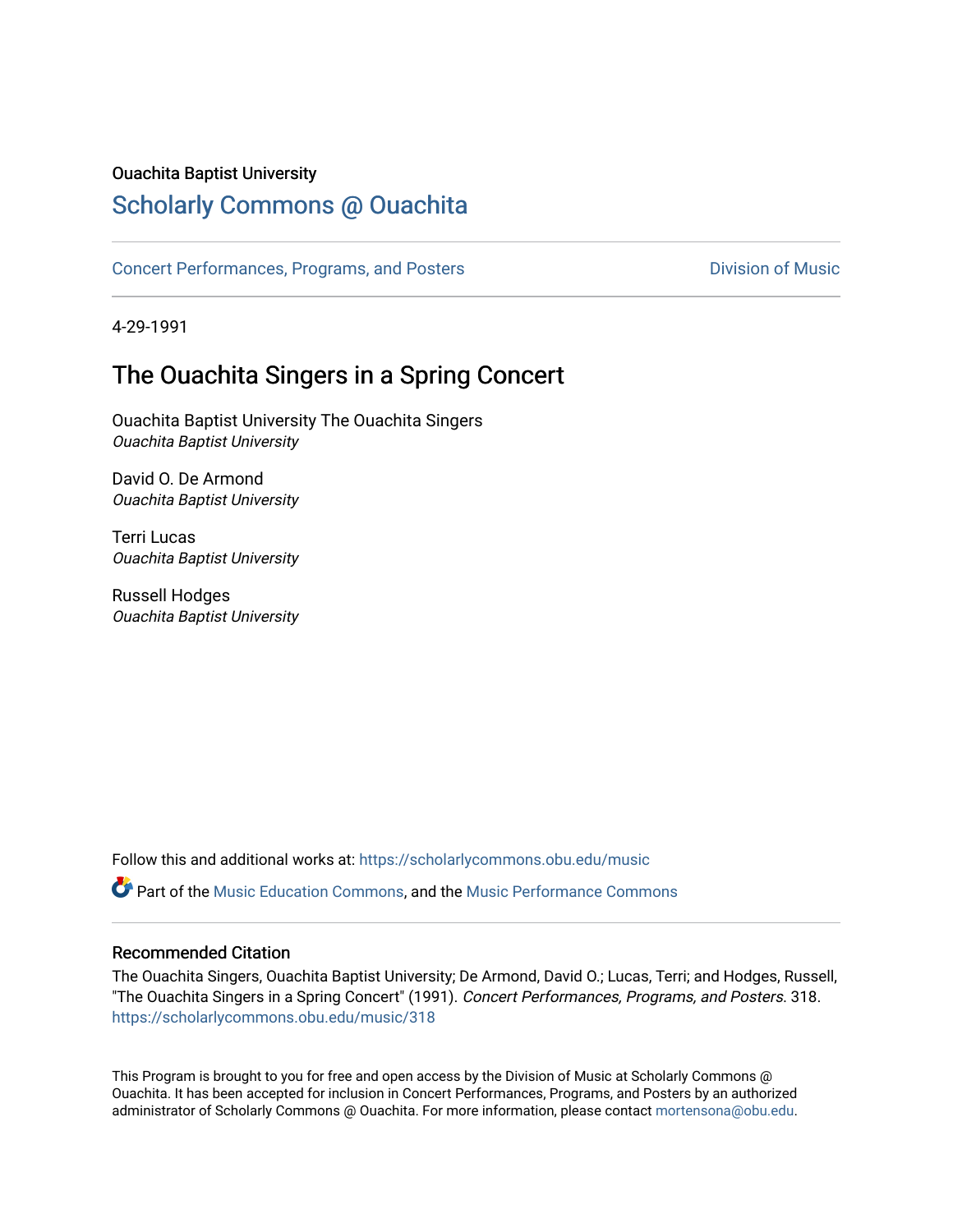Ouachita Baptist University

## Scholarly Commons @ Ouachita

Concert Performances, Programs, and Posters

Division of Music

4-29-1991

# The Ouachita Singers in a Spring Concert

Ouachita Baptist University The Ouachita Singers
*Ouachita Baptist University*

David O. De Armond
*Ouachita Baptist University*

Terri Lucas
*Ouachita Baptist University*

Russell Hodges
*Ouachita Baptist University*

Follow this and additional works at: https://scholarlycommons.obu.edu/music

Part of the Music Education Commons, and the Music Performance Commons

### Recommended Citation

The Ouachita Singers, Ouachita Baptist University; De Armond, David O.; Lucas, Terri; and Hodges, Russell, "The Ouachita Singers in a Spring Concert" (1991). *Concert Performances, Programs, and Posters*. 318.
https://scholarlycommons.obu.edu/music/318

This Program is brought to you for free and open access by the Division of Music at Scholarly Commons @ Ouachita. It has been accepted for inclusion in Concert Performances, Programs, and Posters by an authorized administrator of Scholarly Commons @ Ouachita. For more information, please contact mortensona@obu.edu.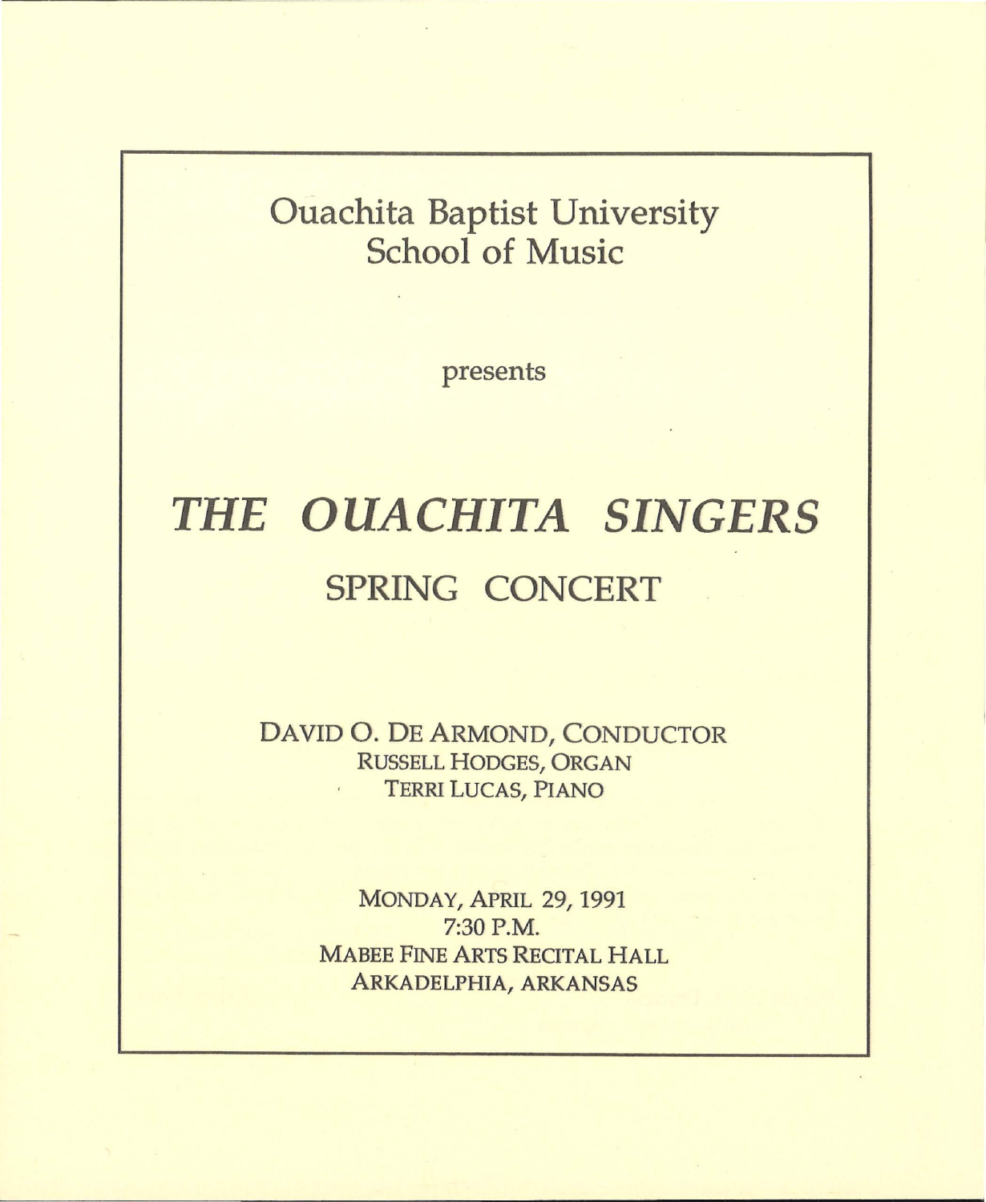Ouachita Baptist University
School of Music

presents

# *THE OUACHITA SINGERS*

## SPRING CONCERT

DAVID O. DE ARMOND, CONDUCTOR
RUSSELL HODGES, ORGAN
TERRI LUCAS, PIANO

MONDAY, APRIL 29, 1991
7:30 P.M.
MABEE FINE ARTS RECITAL HALL
ARKADELPHIA, ARKANSAS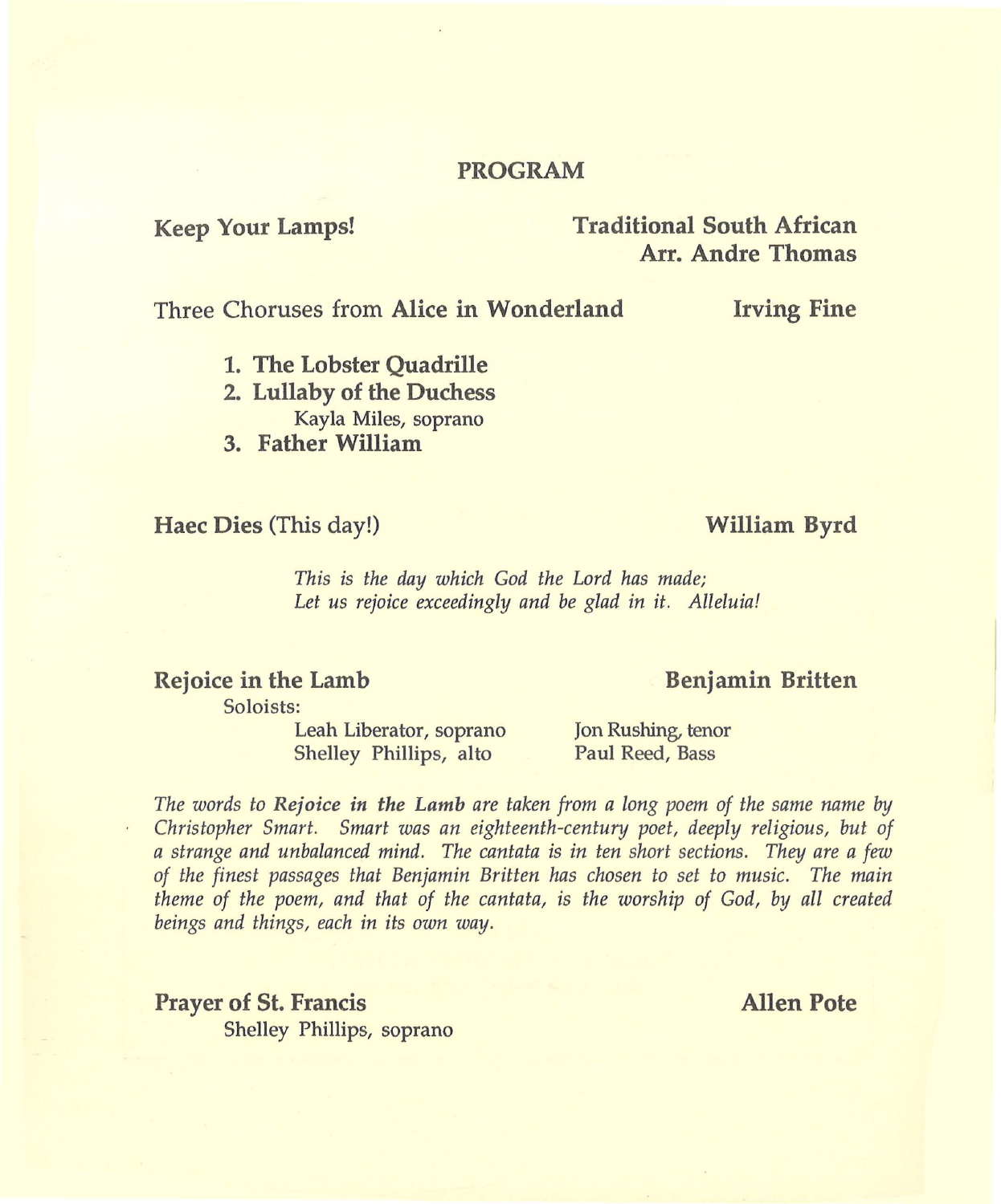# PROGRAM

**Keep Your Lamps!** — **Traditional South African**
**Arr. Andre Thomas**

Three Choruses from **Alice in Wonderland** — **Irving Fine**

1. **The Lobster Quadrille**
2. **Lullaby of the Duchess**
   Kayla Miles, soprano
3. **Father William**

**Haec Dies** (This day!) — **William Byrd**

*This is the day which God the Lord has made;*
*Let us rejoice exceedingly and be glad in it. Alleluia!*

**Rejoice in the Lamb** — **Benjamin Britten**

Soloists:

Leah Liberator, soprano
Shelley Phillips, alto
Jon Rushing, tenor
Paul Reed, Bass

*The words to **Rejoice in the Lamb** are taken from a long poem of the same name by Christopher Smart. Smart was an eighteenth-century poet, deeply religious, but of a strange and unbalanced mind. The cantata is in ten short sections. They are a few of the finest passages that Benjamin Britten has chosen to set to music. The main theme of the poem, and that of the cantata, is the worship of God, by all created beings and things, each in its own way.*

**Prayer of St. Francis** — **Allen Pote**

Shelley Phillips, soprano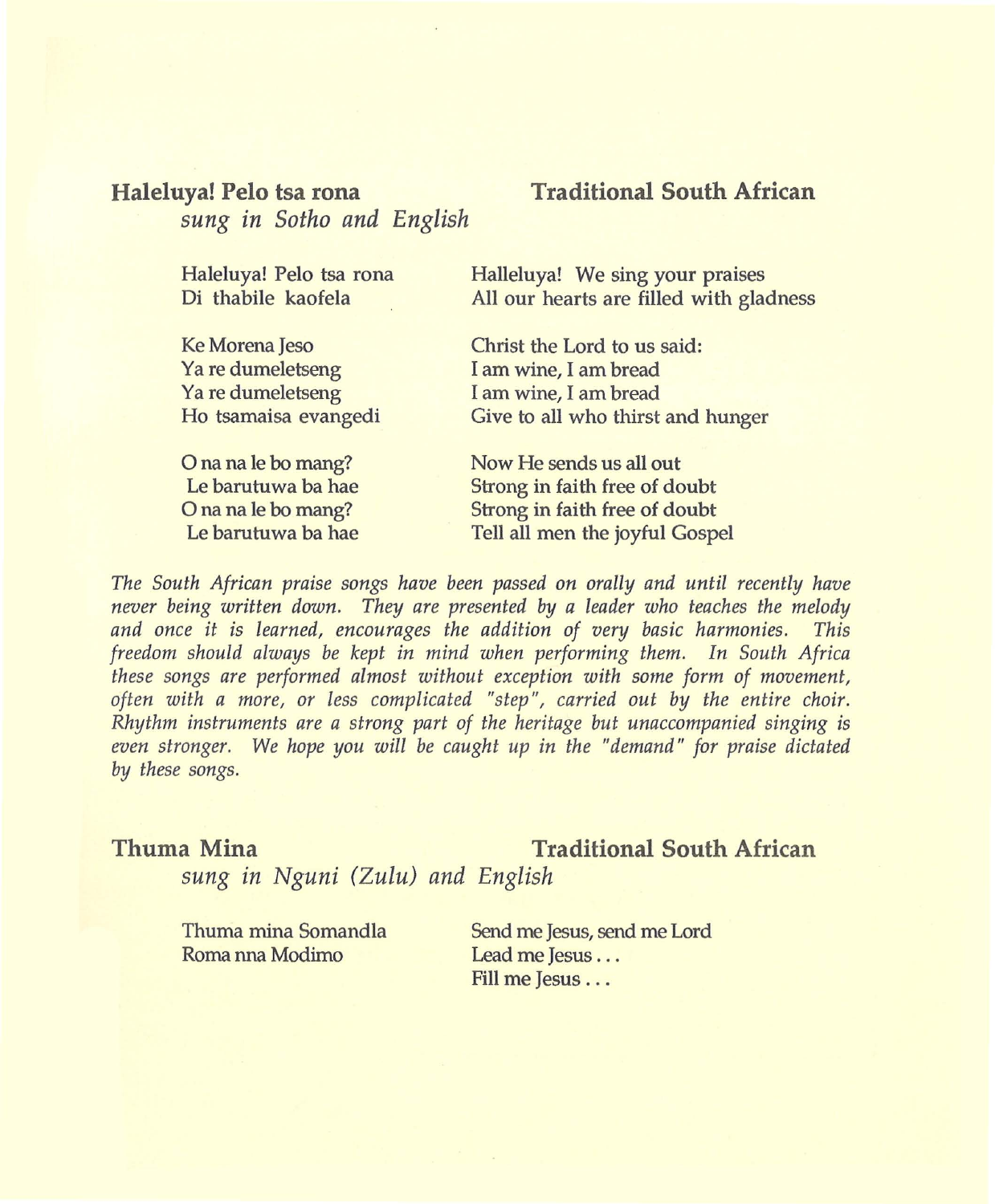## Haleluya! Pelo tsa rona — Traditional South African

*sung in Sotho and English*

| Sotho | English |
| --- | --- |
| Haleluya! Pelo tsa rona | Halleluya! We sing your praises |
| Di thabile kaofela | All our hearts are filled with gladness |
| | |
| Ke Morena Jeso | Christ the Lord to us said: |
| Ya re dumeletseng | I am wine, I am bread |
| Ya re dumeletseng | I am wine, I am bread |
| Ho tsamaisa evangedi | Give to all who thirst and hunger |
| | |
| O na na le bo mang? | Now He sends us all out |
| Le barutuwa ba hae | Strong in faith free of doubt |
| O na na le bo mang? | Strong in faith free of doubt |
| Le barutuwa ba hae | Tell all men the joyful Gospel |

*The South African praise songs have been passed on orally and until recently have never being written down. They are presented by a leader who teaches the melody and once it is learned, encourages the addition of very basic harmonies. This freedom should always be kept in mind when performing them. In South Africa these songs are performed almost without exception with some form of movement, often with a more, or less complicated "step", carried out by the entire choir. Rhythm instruments are a strong part of the heritage but unaccompanied singing is even stronger. We hope you will be caught up in the "demand" for praise dictated by these songs.*

## Thuma Mina — Traditional South African

*sung in Nguni (Zulu) and English*

| Nguni (Zulu) | English |
| --- | --- |
| Thuma mina Somandla | Send me Jesus, send me Lord |
| Roma nna Modimo | Lead me Jesus . . . |
| | Fill me Jesus . . . |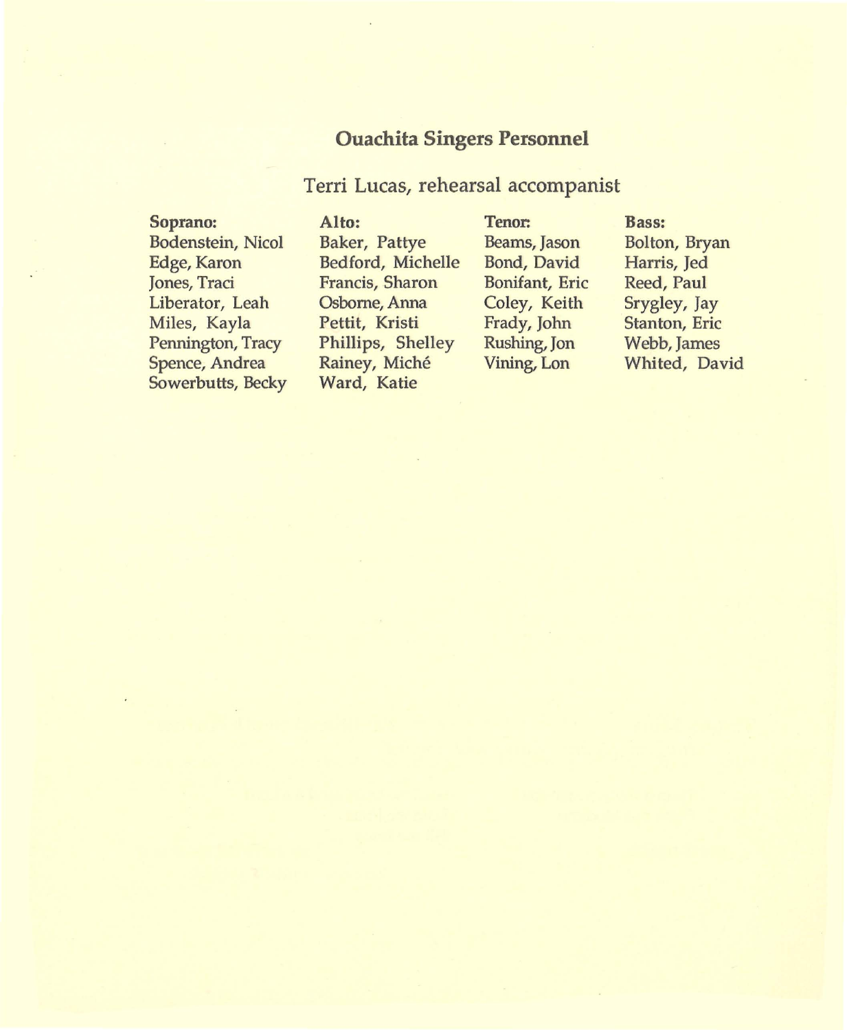## Ouachita Singers Personnel

Terri Lucas, rehearsal accompanist

| **Soprano:** | **Alto:** | **Tenor:** | **Bass:** |
|---|---|---|---|
| Bodenstein, Nicol | Baker, Pattye | Beams, Jason | Bolton, Bryan |
| Edge, Karon | Bedford, Michelle | Bond, David | Harris, Jed |
| Jones, Traci | Francis, Sharon | Bonifant, Eric | Reed, Paul |
| Liberator, Leah | Osborne, Anna | Coley, Keith | Srygley, Jay |
| Miles, Kayla | Pettit, Kristi | Frady, John | Stanton, Eric |
| Pennington, Tracy | Phillips, Shelley | Rushing, Jon | Webb, James |
| Spence, Andrea | Rainey, Miché | Vining, Lon | Whited, David |
| Sowerbutts, Becky | Ward, Katie | | |